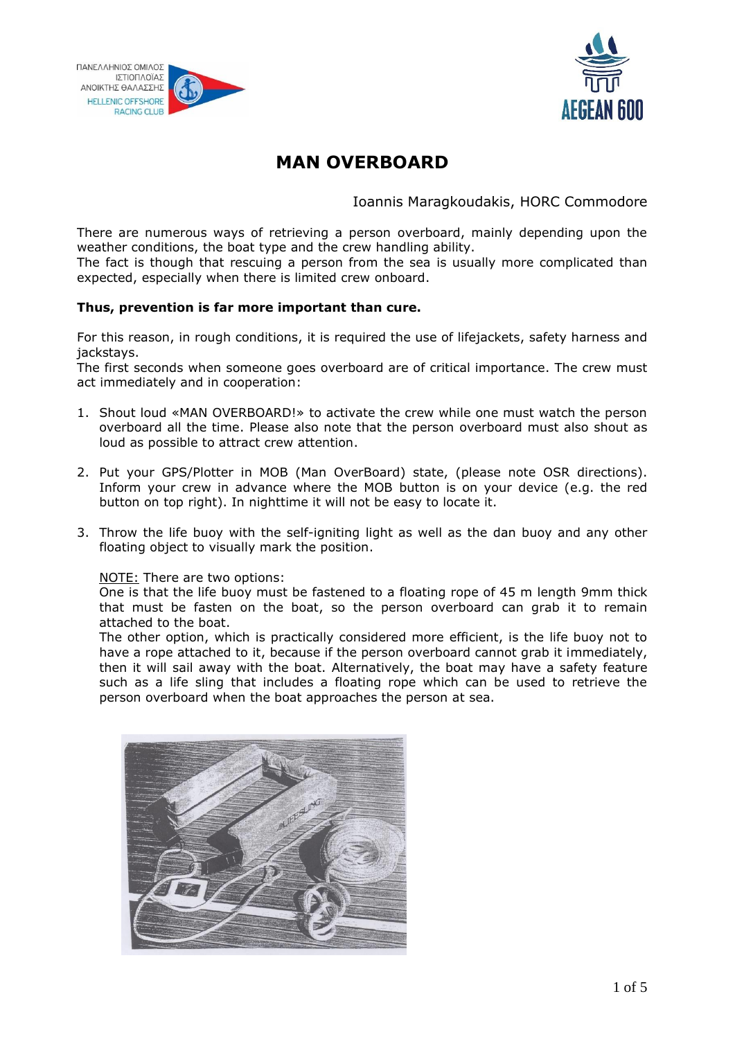# MAN OVERBOARD

Ioannis Maragkoudakis, HORC Commodore

There are numerous ways of retrieving a person overboard, mainly depending upon the weather conditions, the boat type and the crew handling ability.
The fact is though that rescuing a person from the sea is usually more complicated than expected, especially when there is limited crew onboard.

**Thus, prevention is far more important than cure.**

For this reason, in rough conditions, it is required the use of lifejackets, safety harness and jackstays.
The first seconds when someone goes overboard are of critical importance. The crew must act immediately and in cooperation:

1. Shout loud «MAN OVERBOARD!» to activate the crew while one must watch the person overboard all the time. Please also note that the person overboard must also shout as loud as possible to attract crew attention.

2. Put your GPS/Plotter in MOB (Man OverBoard) state, (please note OSR directions). Inform your crew in advance where the MOB button is on your device (e.g. the red button on top right). In nighttime it will not be easy to locate it.

3. Throw the life buoy with the self-igniting light as well as the dan buoy and any other floating object to visually mark the position.

   NOTE: There are two options:
   One is that the life buoy must be fastened to a floating rope of 45 m length 9mm thick that must be fasten on the boat, so the person overboard can grab it to remain attached to the boat.
   The other option, which is practically considered more efficient, is the life buoy not to have a rope attached to it, because if the person overboard cannot grab it immediately, then it will sail away with the boat. Alternatively, the boat may have a safety feature such as a life sling that includes a floating rope which can be used to retrieve the person overboard when the boat approaches the person at sea.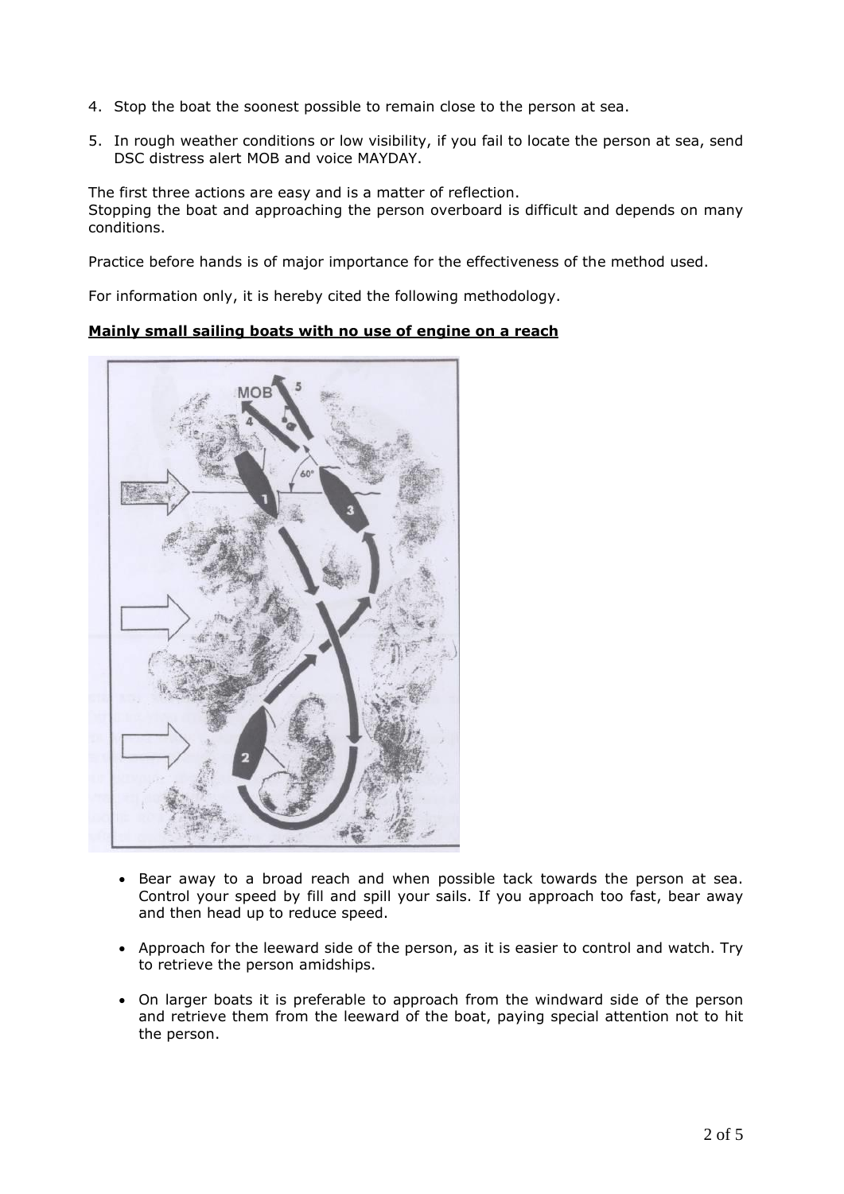4. Stop the boat the soonest possible to remain close to the person at sea.
5. In rough weather conditions or low visibility, if you fail to locate the person at sea, send DSC distress alert MOB and voice MAYDAY.

The first three actions are easy and is a matter of reflection.
Stopping the boat and approaching the person overboard is difficult and depends on many conditions.

Practice before hands is of major importance for the effectiveness of the method used.

For information only, it is hereby cited the following methodology.

**Mainly small sailing boats with no use of engine on a reach**

- Bear away to a broad reach and when possible tack towards the person at sea. Control your speed by fill and spill your sails. If you approach too fast, bear away and then head up to reduce speed.
- Approach for the leeward side of the person, as it is easier to control and watch. Try to retrieve the person amidships.
- On larger boats it is preferable to approach from the windward side of the person and retrieve them from the leeward of the boat, paying special attention not to hit the person.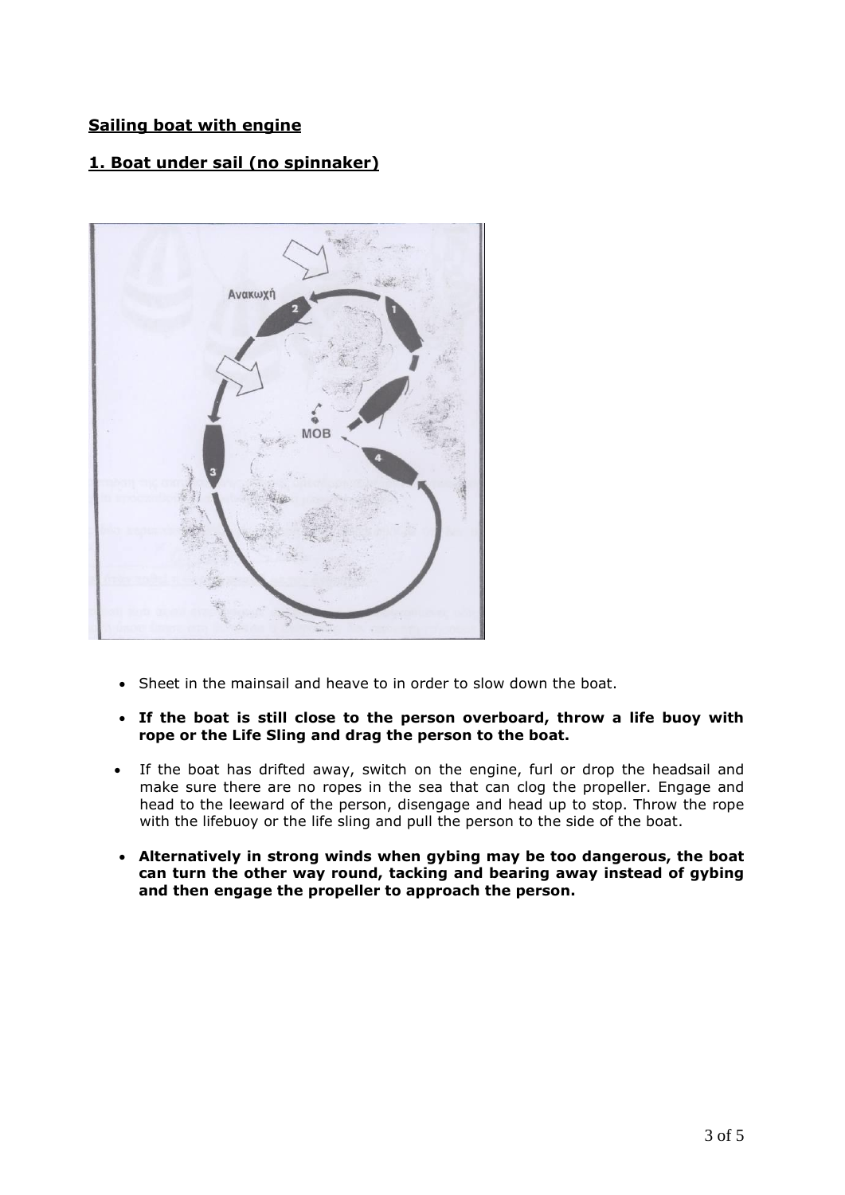## Sailing boat with engine

## 1. Boat under sail (no spinnaker)

- Sheet in the mainsail and heave to in order to slow down the boat.
- **If the boat is still close to the person overboard, throw a life buoy with rope or the Life Sling and drag the person to the boat.**
- If the boat has drifted away, switch on the engine, furl or drop the headsail and make sure there are no ropes in the sea that can clog the propeller. Engage and head to the leeward of the person, disengage and head up to stop. Throw the rope with the lifebuoy or the life sling and pull the person to the side of the boat.
- **Alternatively in strong winds when gybing may be too dangerous, the boat can turn the other way round, tacking and bearing away instead of gybing and then engage the propeller to approach the person.**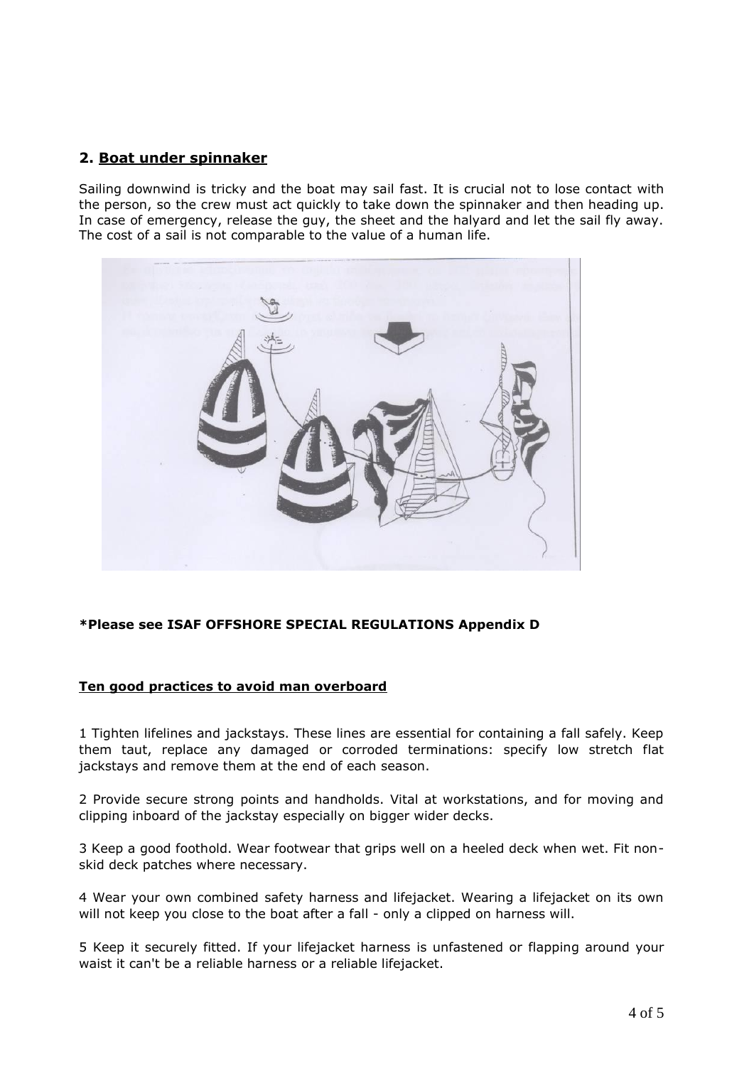## 2. Boat under spinnaker

Sailing downwind is tricky and the boat may sail fast. It is crucial not to lose contact with the person, so the crew must act quickly to take down the spinnaker and then heading up. In case of emergency, release the guy, the sheet and the halyard and let the sail fly away. The cost of a sail is not comparable to the value of a human life.

**\*Please see ISAF OFFSHORE SPECIAL REGULATIONS Appendix D**

### Ten good practices to avoid man overboard

1 Tighten lifelines and jackstays. These lines are essential for containing a fall safely. Keep them taut, replace any damaged or corroded terminations: specify low stretch flat jackstays and remove them at the end of each season.

2 Provide secure strong points and handholds. Vital at workstations, and for moving and clipping inboard of the jackstay especially on bigger wider decks.

3 Keep a good foothold. Wear footwear that grips well on a heeled deck when wet. Fit non-skid deck patches where necessary.

4 Wear your own combined safety harness and lifejacket. Wearing a lifejacket on its own will not keep you close to the boat after a fall - only a clipped on harness will.

5 Keep it securely fitted. If your lifejacket harness is unfastened or flapping around your waist it can't be a reliable harness or a reliable lifejacket.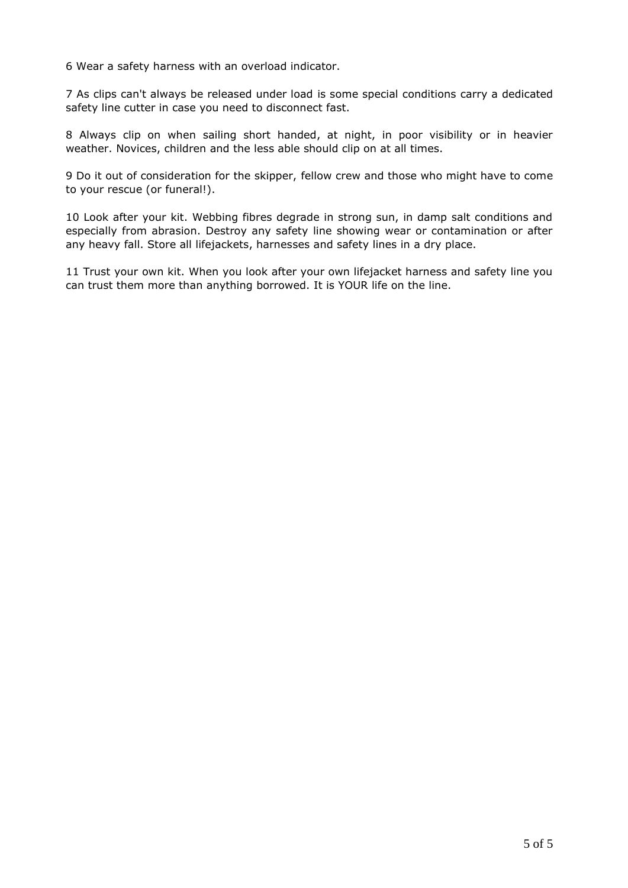6 Wear a safety harness with an overload indicator.

7 As clips can't always be released under load is some special conditions carry a dedicated safety line cutter in case you need to disconnect fast.

8 Always clip on when sailing short handed, at night, in poor visibility or in heavier weather. Novices, children and the less able should clip on at all times.

9 Do it out of consideration for the skipper, fellow crew and those who might have to come to your rescue (or funeral!).

10 Look after your kit. Webbing fibres degrade in strong sun, in damp salt conditions and especially from abrasion. Destroy any safety line showing wear or contamination or after any heavy fall. Store all lifejackets, harnesses and safety lines in a dry place.

11 Trust your own kit. When you look after your own lifejacket harness and safety line you can trust them more than anything borrowed. It is YOUR life on the line.